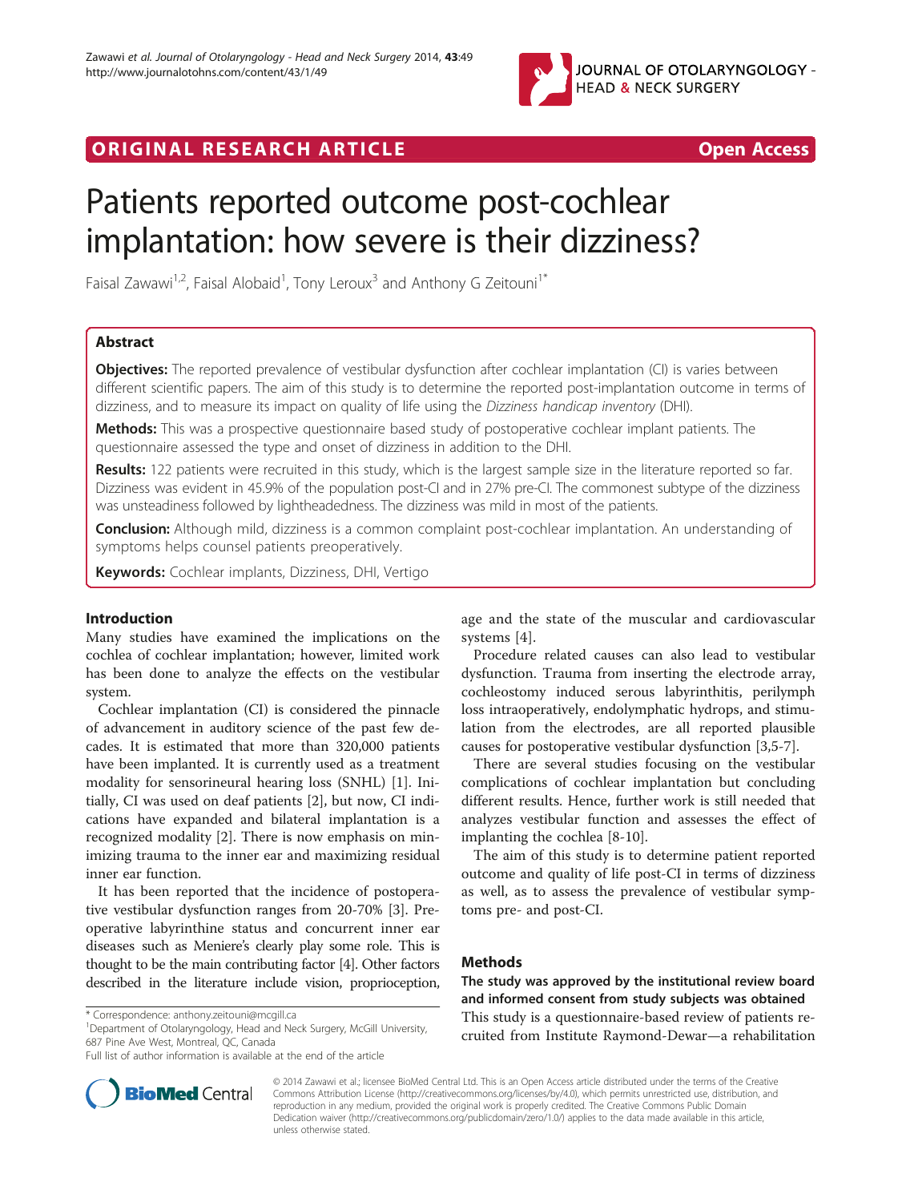ORIGINAL RESEARCH ARTICLE Open Access

# Patients reported outcome post-cochlear implantation: how severe is their dizziness?

Faisal Zawawi[1,2], Faisal Alobaid[1], Tony Leroux[3] and Anthony G Zeitouni[1*]

## Abstract

**Objectives:** The reported prevalence of vestibular dysfunction after cochlear implantation (CI) is varies between different scientific papers. The aim of this study is to determine the reported post-implantation outcome in terms of dizziness, and to measure its impact on quality of life using the *Dizziness handicap inventory* (DHI).

**Methods:** This was a prospective questionnaire based study of postoperative cochlear implant patients. The questionnaire assessed the type and onset of dizziness in addition to the DHI.

**Results:** 122 patients were recruited in this study, which is the largest sample size in the literature reported so far. Dizziness was evident in 45.9% of the population post-CI and in 27% pre-CI. The commonest subtype of the dizziness was unsteadiness followed by lightheadedness. The dizziness was mild in most of the patients.

**Conclusion:** Although mild, dizziness is a common complaint post-cochlear implantation. An understanding of symptoms helps counsel patients preoperatively.

**Keywords:** Cochlear implants, Dizziness, DHI, Vertigo

## Introduction

Many studies have examined the implications on the cochlea of cochlear implantation; however, limited work has been done to analyze the effects on the vestibular system.

Cochlear implantation (CI) is considered the pinnacle of advancement in auditory science of the past few decades. It is estimated that more than 320,000 patients have been implanted. It is currently used as a treatment modality for sensorineural hearing loss (SNHL) [1]. Initially, CI was used on deaf patients [2], but now, CI indications have expanded and bilateral implantation is a recognized modality [2]. There is now emphasis on minimizing trauma to the inner ear and maximizing residual inner ear function.

It has been reported that the incidence of postoperative vestibular dysfunction ranges from 20-70% [3]. Preoperative labyrinthine status and concurrent inner ear diseases such as Meniere's clearly play some role. This is thought to be the main contributing factor [4]. Other factors described in the literature include vision, proprioception, age and the state of the muscular and cardiovascular systems [4].

Procedure related causes can also lead to vestibular dysfunction. Trauma from inserting the electrode array, cochleostomy induced serous labyrinthitis, perilymph loss intraoperatively, endolymphatic hydrops, and stimulation from the electrodes, are all reported plausible causes for postoperative vestibular dysfunction [3,5-7].

There are several studies focusing on the vestibular complications of cochlear implantation but concluding different results. Hence, further work is still needed that analyzes vestibular function and assesses the effect of implanting the cochlea [8-10].

The aim of this study is to determine patient reported outcome and quality of life post-CI in terms of dizziness as well, as to assess the prevalence of vestibular symptoms pre- and post-CI.

## Methods

### The study was approved by the institutional review board and informed consent from study subjects was obtained

This study is a questionnaire-based review of patients recruited from Institute Raymond-Dewar—a rehabilitation

\* Correspondence: anthony.zeitouni@mcgill.ca
[1]Department of Otolaryngology, Head and Neck Surgery, McGill University, 687 Pine Ave West, Montreal, QC, Canada
Full list of author information is available at the end of the article

© 2014 Zawawi et al.; licensee BioMed Central Ltd. This is an Open Access article distributed under the terms of the Creative Commons Attribution License (http://creativecommons.org/licenses/by/4.0), which permits unrestricted use, distribution, and reproduction in any medium, provided the original work is properly credited. The Creative Commons Public Domain Dedication waiver (http://creativecommons.org/publicdomain/zero/1.0/) applies to the data made available in this article, unless otherwise stated.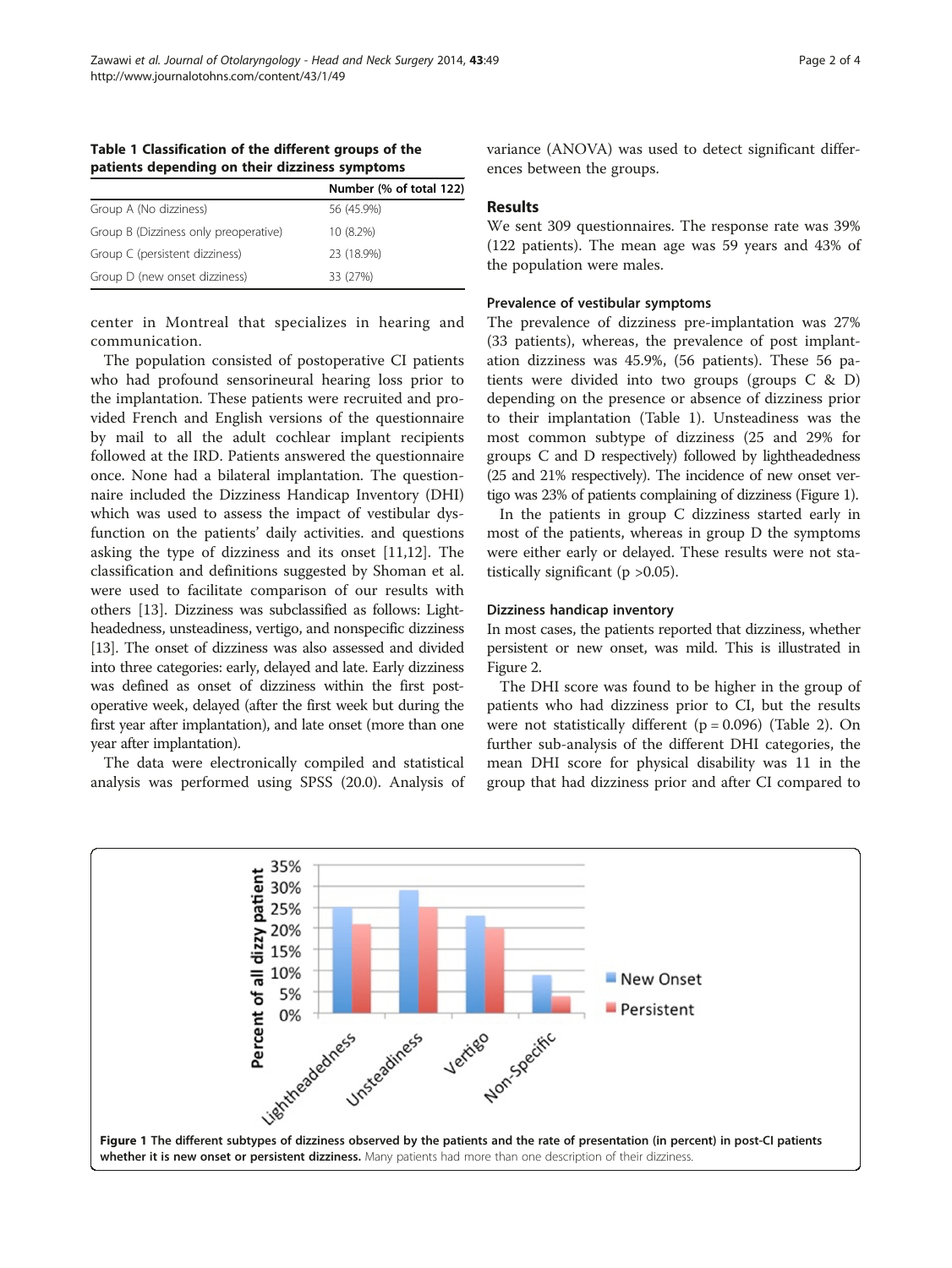**Table 1 Classification of the different groups of the patients depending on their dizziness symptoms**

| | Number (% of total 122) |
|---|---|
| Group A (No dizziness) | 56 (45.9%) |
| Group B (Dizziness only preoperative) | 10 (8.2%) |
| Group C (persistent dizziness) | 23 (18.9%) |
| Group D (new onset dizziness) | 33 (27%) |

center in Montreal that specializes in hearing and communication.

The population consisted of postoperative CI patients who had profound sensorineural hearing loss prior to the implantation. These patients were recruited and provided French and English versions of the questionnaire by mail to all the adult cochlear implant recipients followed at the IRD. Patients answered the questionnaire once. None had a bilateral implantation. The questionnaire included the Dizziness Handicap Inventory (DHI) which was used to assess the impact of vestibular dysfunction on the patients' daily activities. and questions asking the type of dizziness and its onset [11,12]. The classification and definitions suggested by Shoman et al. were used to facilitate comparison of our results with others [13]. Dizziness was subclassified as follows: Lightheadedness, unsteadiness, vertigo, and nonspecific dizziness [13]. The onset of dizziness was also assessed and divided into three categories: early, delayed and late. Early dizziness was defined as onset of dizziness within the first postoperative week, delayed (after the first week but during the first year after implantation), and late onset (more than one year after implantation).

The data were electronically compiled and statistical analysis was performed using SPSS (20.0). Analysis of variance (ANOVA) was used to detect significant differences between the groups.

## Results

We sent 309 questionnaires. The response rate was 39% (122 patients). The mean age was 59 years and 43% of the population were males.

### Prevalence of vestibular symptoms

The prevalence of dizziness pre-implantation was 27% (33 patients), whereas, the prevalence of post implantation dizziness was 45.9%, (56 patients). These 56 patients were divided into two groups (groups C & D) depending on the presence or absence of dizziness prior to their implantation (Table 1). Unsteadiness was the most common subtype of dizziness (25 and 29% for groups C and D respectively) followed by lightheadedness (25 and 21% respectively). The incidence of new onset vertigo was 23% of patients complaining of dizziness (Figure 1).

In the patients in group C dizziness started early in most of the patients, whereas in group D the symptoms were either early or delayed. These results were not statistically significant ($p > 0.05$).

### Dizziness handicap inventory

In most cases, the patients reported that dizziness, whether persistent or new onset, was mild. This is illustrated in Figure 2.

The DHI score was found to be higher in the group of patients who had dizziness prior to CI, but the results were not statistically different ($p = 0.096$) (Table 2). On further sub-analysis of the different DHI categories, the mean DHI score for physical disability was 11 in the group that had dizziness prior and after CI compared to

**Figure 1 The different subtypes of dizziness observed by the patients and the rate of presentation (in percent) in post-CI patients whether it is new onset or persistent dizziness.** Many patients had more than one description of their dizziness.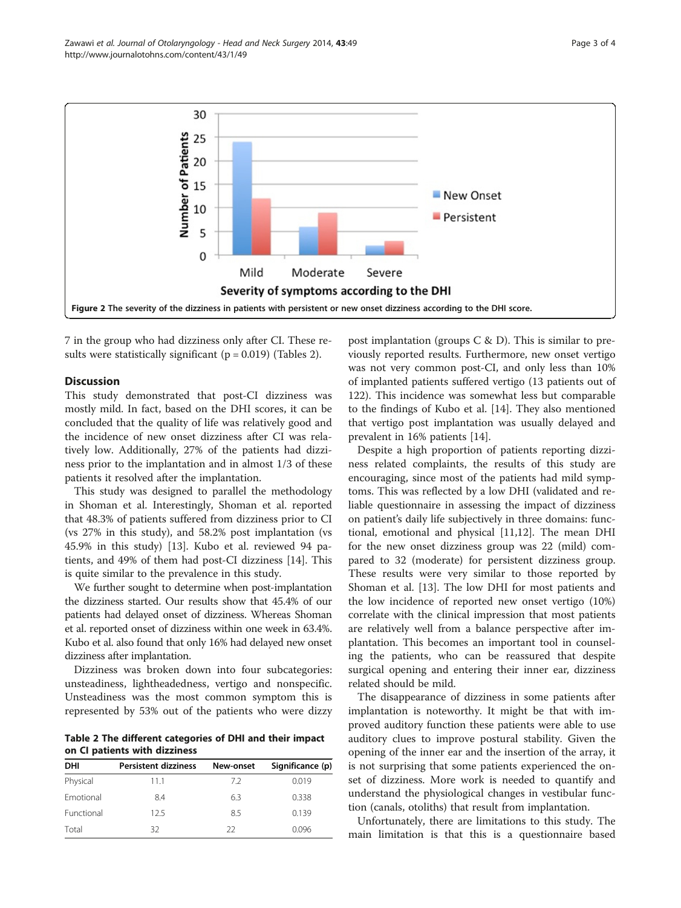Figure 2 The severity of the dizziness in patients with persistent or new onset dizziness according to the DHI score.

7 in the group who had dizziness only after CI. These results were statistically significant (p = 0.019) (Tables 2).

## Discussion

This study demonstrated that post-CI dizziness was mostly mild. In fact, based on the DHI scores, it can be concluded that the quality of life was relatively good and the incidence of new onset dizziness after CI was relatively low. Additionally, 27% of the patients had dizziness prior to the implantation and in almost 1/3 of these patients it resolved after the implantation.

This study was designed to parallel the methodology in Shoman et al. Interestingly, Shoman et al. reported that 48.3% of patients suffered from dizziness prior to CI (vs 27% in this study), and 58.2% post implantation (vs 45.9% in this study) [13]. Kubo et al. reviewed 94 patients, and 49% of them had post-CI dizziness [14]. This is quite similar to the prevalence in this study.

We further sought to determine when post-implantation the dizziness started. Our results show that 45.4% of our patients had delayed onset of dizziness. Whereas Shoman et al. reported onset of dizziness within one week in 63.4%. Kubo et al. also found that only 16% had delayed new onset dizziness after implantation.

Dizziness was broken down into four subcategories: unsteadiness, lightheadedness, vertigo and nonspecific. Unsteadiness was the most common symptom this is represented by 53% out of the patients who were dizzy post implantation (groups C & D). This is similar to previously reported results. Furthermore, new onset vertigo was not very common post-CI, and only less than 10% of implanted patients suffered vertigo (13 patients out of 122). This incidence was somewhat less but comparable to the findings of Kubo et al. [14]. They also mentioned that vertigo post implantation was usually delayed and prevalent in 16% patients [14].

Despite a high proportion of patients reporting dizziness related complaints, the results of this study are encouraging, since most of the patients had mild symptoms. This was reflected by a low DHI (validated and reliable questionnaire in assessing the impact of dizziness on patient's daily life subjectively in three domains: functional, emotional and physical [11,12]. The mean DHI for the new onset dizziness group was 22 (mild) compared to 32 (moderate) for persistent dizziness group. These results were very similar to those reported by Shoman et al. [13]. The low DHI for most patients and the low incidence of reported new onset vertigo (10%) correlate with the clinical impression that most patients are relatively well from a balance perspective after implantation. This becomes an important tool in counseling the patients, who can be reassured that despite surgical opening and entering their inner ear, dizziness related should be mild.

The disappearance of dizziness in some patients after implantation is noteworthy. It might be that with improved auditory function these patients were able to use auditory clues to improve postural stability. Given the opening of the inner ear and the insertion of the array, it is not surprising that some patients experienced the onset of dizziness. More work is needed to quantify and understand the physiological changes in vestibular function (canals, otoliths) that result from implantation.

Unfortunately, there are limitations to this study. The main limitation is that this is a questionnaire based

**Table 2 The different categories of DHI and their impact on CI patients with dizziness**

| DHI | Persistent dizziness | New-onset | Significance (p) |
|---|---|---|---|
| Physical | 11.1 | 7.2 | 0.019 |
| Emotional | 8.4 | 6.3 | 0.338 |
| Functional | 12.5 | 8.5 | 0.139 |
| Total | 32 | 22 | 0.096 |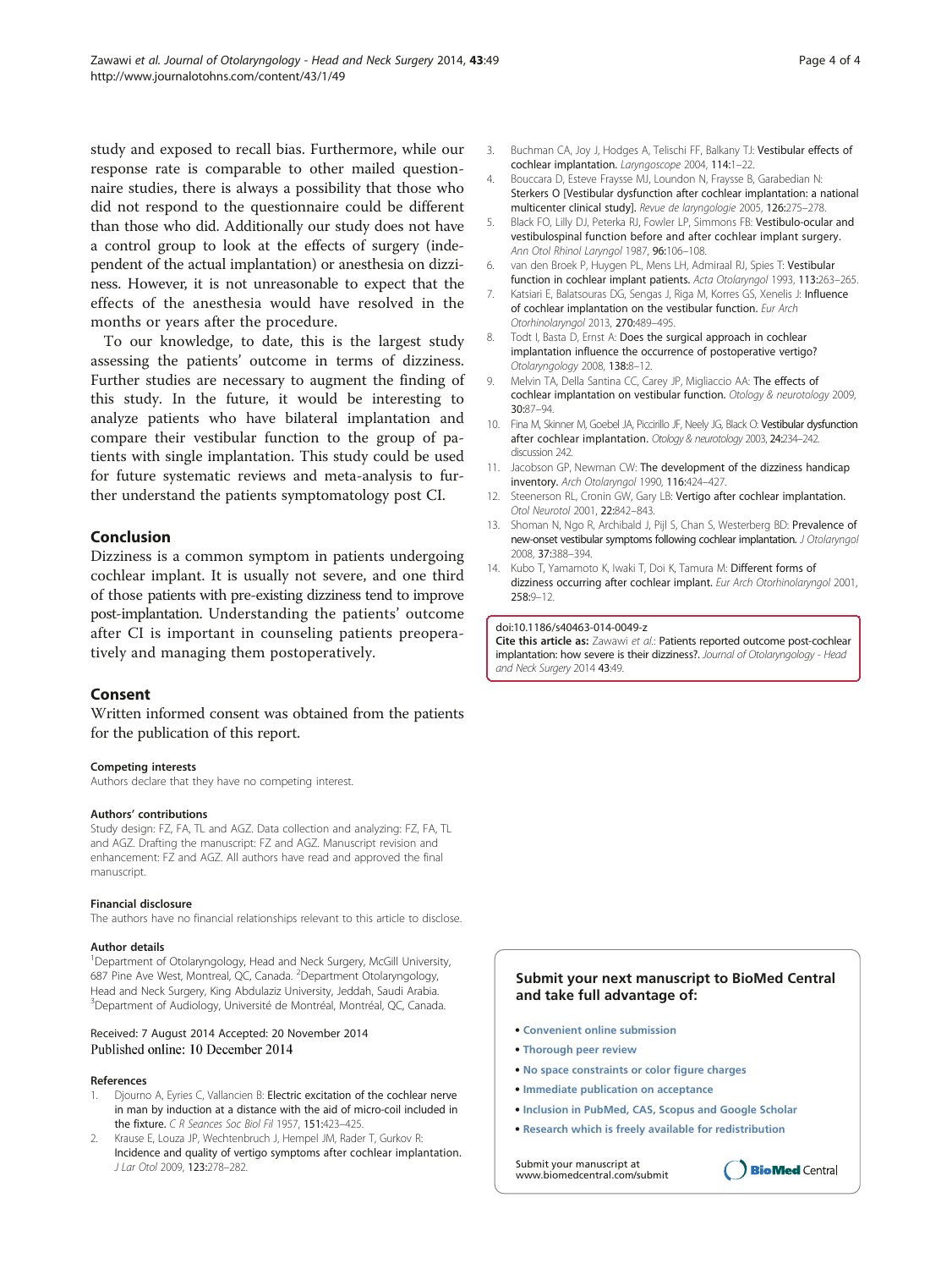study and exposed to recall bias. Furthermore, while our response rate is comparable to other mailed questionnaire studies, there is always a possibility that those who did not respond to the questionnaire could be different than those who did. Additionally our study does not have a control group to look at the effects of surgery (independent of the actual implantation) or anesthesia on dizziness. However, it is not unreasonable to expect that the effects of the anesthesia would have resolved in the months or years after the procedure.

To our knowledge, to date, this is the largest study assessing the patients' outcome in terms of dizziness. Further studies are necessary to augment the finding of this study. In the future, it would be interesting to analyze patients who have bilateral implantation and compare their vestibular function to the group of patients with single implantation. This study could be used for future systematic reviews and meta-analysis to further understand the patients symptomatology post CI.

## Conclusion

Dizziness is a common symptom in patients undergoing cochlear implant. It is usually not severe, and one third of those patients with pre-existing dizziness tend to improve post-implantation. Understanding the patients' outcome after CI is important in counseling patients preoperatively and managing them postoperatively.

## Consent

Written informed consent was obtained from the patients for the publication of this report.

#### Competing interests

Authors declare that they have no competing interest.

#### Authors' contributions

Study design: FZ, FA, TL and AGZ. Data collection and analyzing: FZ, FA, TL and AGZ. Drafting the manuscript: FZ and AGZ. Manuscript revision and enhancement: FZ and AGZ. All authors have read and approved the final manuscript.

#### Financial disclosure

The authors have no financial relationships relevant to this article to disclose.

#### Author details

[1]Department of Otolaryngology, Head and Neck Surgery, McGill University, 687 Pine Ave West, Montreal, QC, Canada. [2]Department Otolaryngology, Head and Neck Surgery, King Abdulaziz University, Jeddah, Saudi Arabia. [3]Department of Audiology, Université de Montréal, Montréal, QC, Canada.

Received: 7 August 2014 Accepted: 20 November 2014
Published online: 10 December 2014

#### References

1. Djourno A, Eyries C, Vallancien B: **Electric excitation of the cochlear nerve in man by induction at a distance with the aid of micro-coil included in the fixture.** *C R Seances Soc Biol Fil* 1957, **151:**423–425.
2. Krause E, Louza JP, Wechtenbruch J, Hempel JM, Rader T, Gurkov R: **Incidence and quality of vertigo symptoms after cochlear implantation.** *J Lar Otol* 2009, **123:**278–282.
3. Buchman CA, Joy J, Hodges A, Telischi FF, Balkany TJ: **Vestibular effects of cochlear implantation.** *Laryngoscope* 2004, **114:**1–22.
4. Bouccara D, Esteve Fraysse MJ, Loundon N, Fraysse B, Garabedian N: **Sterkers O [Vestibular dysfunction after cochlear implantation: a national multicenter clinical study].** *Revue de laryngologie* 2005, **126:**275–278.
5. Black FO, Lilly DJ, Peterka RJ, Fowler LP, Simmons FB: **Vestibulo-ocular and vestibulospinal function before and after cochlear implant surgery.** *Ann Otol Rhinol Laryngol* 1987, **96:**106–108.
6. van den Broek P, Huygen PL, Mens LH, Admiraal RJ, Spies T: **Vestibular function in cochlear implant patients.** *Acta Otolaryngol* 1993, **113:**263–265.
7. Katsiari E, Balatsouras DG, Sengas J, Riga M, Korres GS, Xenelis J: **Influence of cochlear implantation on the vestibular function.** *Eur Arch Otorhinolaryngol* 2013, **270:**489–495.
8. Todt I, Basta D, Ernst A: **Does the surgical approach in cochlear implantation influence the occurrence of postoperative vertigo?** *Otolaryngology* 2008, **138:**8–12.
9. Melvin TA, Della Santina CC, Carey JP, Migliaccio AA: **The effects of cochlear implantation on vestibular function.** *Otology & neurotology* 2009, **30:**87–94.
10. Fina M, Skinner M, Goebel JA, Piccirillo JF, Neely JG, Black O: **Vestibular dysfunction after cochlear implantation.** *Otology & neurotology* 2003, **24:**234–242. discussion 242.
11. Jacobson GP, Newman CW: **The development of the dizziness handicap inventory.** *Arch Otolaryngol* 1990, **116:**424–427.
12. Steenerson RL, Cronin GW, Gary LB: **Vertigo after cochlear implantation.** *Otol Neurotol* 2001, **22:**842–843.
13. Shoman N, Ngo R, Archibald J, Pijl S, Chan S, Westerberg BD: **Prevalence of new-onset vestibular symptoms following cochlear implantation.** *J Otolaryngol* 2008, **37:**388–394.
14. Kubo T, Yamamoto K, Iwaki T, Doi K, Tamura M: **Different forms of dizziness occurring after cochlear implant.** *Eur Arch Otorhinolaryngol* 2001, **258:**9–12.

doi:10.1186/s40463-014-0049-z
**Cite this article as:** Zawawi *et al.*: Patients reported outcome post-cochlear implantation: how severe is their dizziness?. *Journal of Otolaryngology - Head and Neck Surgery* 2014 **43**:49.

**Submit your next manuscript to BioMed Central and take full advantage of:**

- **Convenient online submission**
- **Thorough peer review**
- **No space constraints or color figure charges**
- **Immediate publication on acceptance**
- **Inclusion in PubMed, CAS, Scopus and Google Scholar**
- **Research which is freely available for redistribution**

Submit your manuscript at www.biomedcentral.com/submit

BioMed Central